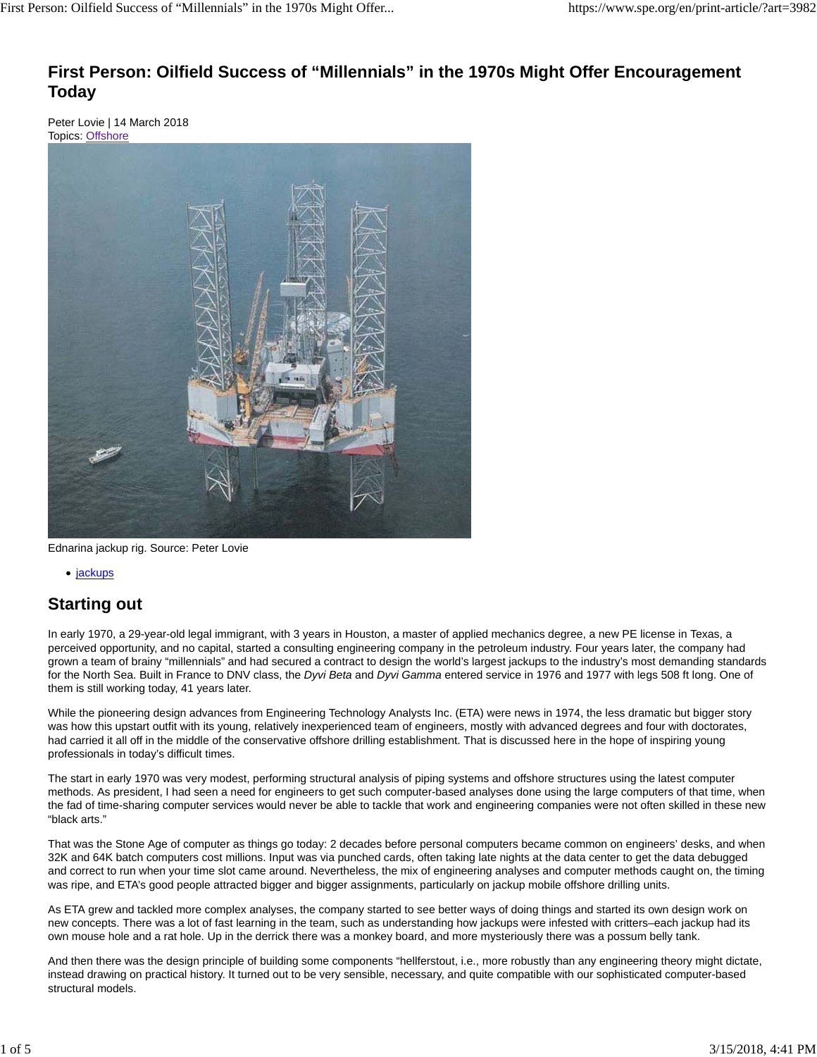# First Person: Oilfield Success of "Millennials" in the 1970s Might Offer Encouragement Today

Peter Lovie | 14 March 2018
Topics: Offshore

Ednarina jackup rig. Source: Peter Lovie

- jackups

## Starting out

In early 1970, a 29-year-old legal immigrant, with 3 years in Houston, a master of applied mechanics degree, a new PE license in Texas, a perceived opportunity, and no capital, started a consulting engineering company in the petroleum industry. Four years later, the company had grown a team of brainy "millennials" and had secured a contract to design the world's largest jackups to the industry's most demanding standards for the North Sea. Built in France to DNV class, the *Dyvi Beta* and *Dyvi Gamma* entered service in 1976 and 1977 with legs 508 ft long. One of them is still working today, 41 years later.

While the pioneering design advances from Engineering Technology Analysts Inc. (ETA) were news in 1974, the less dramatic but bigger story was how this upstart outfit with its young, relatively inexperienced team of engineers, mostly with advanced degrees and four with doctorates, had carried it all off in the middle of the conservative offshore drilling establishment. That is discussed here in the hope of inspiring young professionals in today's difficult times.

The start in early 1970 was very modest, performing structural analysis of piping systems and offshore structures using the latest computer methods. As president, I had seen a need for engineers to get such computer-based analyses done using the large computers of that time, when the fad of time-sharing computer services would never be able to tackle that work and engineering companies were not often skilled in these new "black arts."

That was the Stone Age of computer as things go today: 2 decades before personal computers became common on engineers' desks, and when 32K and 64K batch computers cost millions. Input was via punched cards, often taking late nights at the data center to get the data debugged and correct to run when your time slot came around. Nevertheless, the mix of engineering analyses and computer methods caught on, the timing was ripe, and ETA's good people attracted bigger and bigger assignments, particularly on jackup mobile offshore drilling units.

As ETA grew and tackled more complex analyses, the company started to see better ways of doing things and started its own design work on new concepts. There was a lot of fast learning in the team, such as understanding how jackups were infested with critters–each jackup had its own mouse hole and a rat hole. Up in the derrick there was a monkey board, and more mysteriously there was a possum belly tank.

And then there was the design principle of building some components "hellferstout, i.e., more robustly than any engineering theory might dictate, instead drawing on practical history. It turned out to be very sensible, necessary, and quite compatible with our sophisticated computer-based structural models.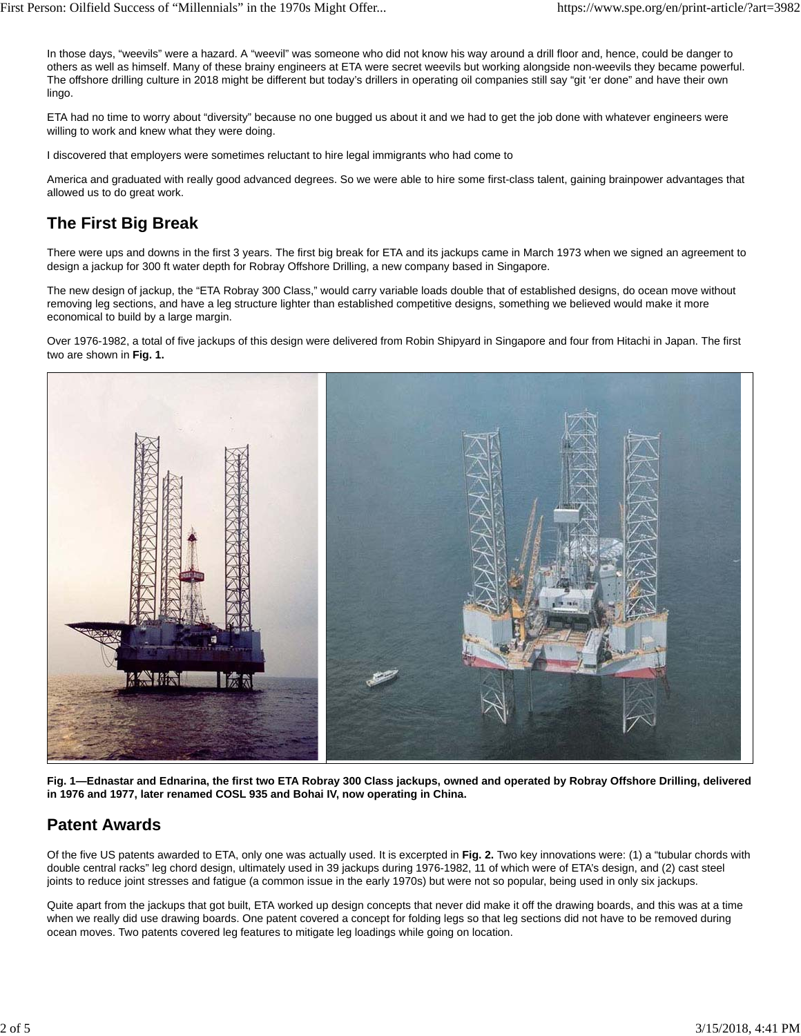In those days, "weevils" were a hazard. A "weevil" was someone who did not know his way around a drill floor and, hence, could be danger to others as well as himself. Many of these brainy engineers at ETA were secret weevils but working alongside non-weevils they became powerful. The offshore drilling culture in 2018 might be different but today's drillers in operating oil companies still say "git 'er done" and have their own lingo.

ETA had no time to worry about "diversity" because no one bugged us about it and we had to get the job done with whatever engineers were willing to work and knew what they were doing.

I discovered that employers were sometimes reluctant to hire legal immigrants who had come to

America and graduated with really good advanced degrees. So we were able to hire some first-class talent, gaining brainpower advantages that allowed us to do great work.

## The First Big Break

There were ups and downs in the first 3 years. The first big break for ETA and its jackups came in March 1973 when we signed an agreement to design a jackup for 300 ft water depth for Robray Offshore Drilling, a new company based in Singapore.

The new design of jackup, the "ETA Robray 300 Class," would carry variable loads double that of established designs, do ocean move without removing leg sections, and have a leg structure lighter than established competitive designs, something we believed would make it more economical to build by a large margin.

Over 1976-1982, a total of five jackups of this design were delivered from Robin Shipyard in Singapore and four from Hitachi in Japan. The first two are shown in **Fig. 1.**

**Fig. 1—Ednastar and Ednarina, the first two ETA Robray 300 Class jackups, owned and operated by Robray Offshore Drilling, delivered in 1976 and 1977, later renamed COSL 935 and Bohai IV, now operating in China.**

## Patent Awards

Of the five US patents awarded to ETA, only one was actually used. It is excerpted in **Fig. 2.** Two key innovations were: (1) a "tubular chords with double central racks" leg chord design, ultimately used in 39 jackups during 1976-1982, 11 of which were of ETA's design, and (2) cast steel joints to reduce joint stresses and fatigue (a common issue in the early 1970s) but were not so popular, being used in only six jackups.

Quite apart from the jackups that got built, ETA worked up design concepts that never did make it off the drawing boards, and this was at a time when we really did use drawing boards. One patent covered a concept for folding legs so that leg sections did not have to be removed during ocean moves. Two patents covered leg features to mitigate leg loadings while going on location.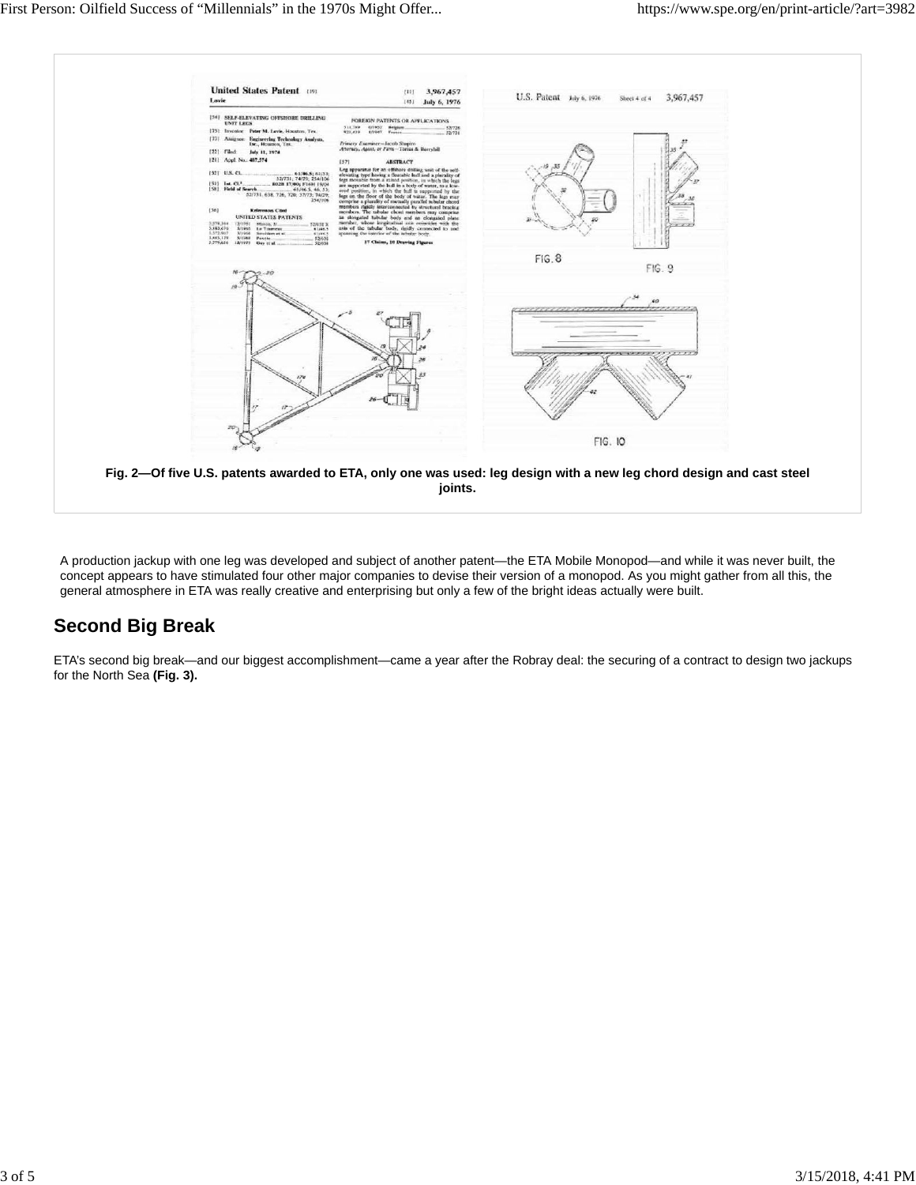Fig. 2—Of five U.S. patents awarded to ETA, only one was used: leg design with a new leg chord design and cast steel joints.

A production jackup with one leg was developed and subject of another patent—the ETA Mobile Monopod—and while it was never built, the concept appears to have stimulated four other major companies to devise their version of a monopod. As you might gather from all this, the general atmosphere in ETA was really creative and enterprising but only a few of the bright ideas actually were built.

## Second Big Break

ETA's second big break—and our biggest accomplishment—came a year after the Robray deal: the securing of a contract to design two jackups for the North Sea **(Fig. 3).**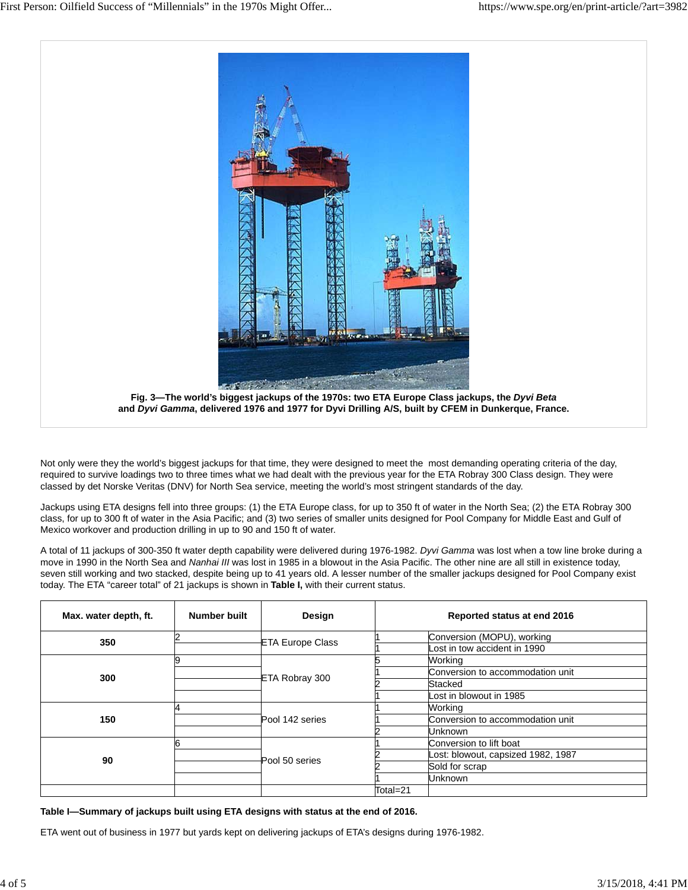**Fig. 3—The world's biggest jackups of the 1970s: two ETA Europe Class jackups, the *Dyvi Beta* and *Dyvi Gamma*, delivered 1976 and 1977 for Dyvi Drilling A/S, built by CFEM in Dunkerque, France.**

Not only were they the world's biggest jackups for that time, they were designed to meet the most demanding operating criteria of the day, required to survive loadings two to three times what we had dealt with the previous year for the ETA Robray 300 Class design. They were classed by det Norske Veritas (DNV) for North Sea service, meeting the world's most stringent standards of the day.

Jackups using ETA designs fell into three groups: (1) the ETA Europe class, for up to 350 ft of water in the North Sea; (2) the ETA Robray 300 class, for up to 300 ft of water in the Asia Pacific; and (3) two series of smaller units designed for Pool Company for Middle East and Gulf of Mexico workover and production drilling in up to 90 and 150 ft of water.

A total of 11 jackups of 300-350 ft water depth capability were delivered during 1976-1982. *Dyvi Gamma* was lost when a tow line broke during a move in 1990 in the North Sea and *Nanhai III* was lost in 1985 in a blowout in the Asia Pacific. The other nine are all still in existence today, seven still working and two stacked, despite being up to 41 years old. A lesser number of the smaller jackups designed for Pool Company exist today. The ETA "career total" of 21 jackups is shown in **Table I,** with their current status.

| Max. water depth, ft. | Number built | Design | Reported status at end 2016 | |
|---|---|---|---|---|
| **350** | 2 | ETA Europe Class | 1 | Conversion (MOPU), working |
| | | | 1 | Lost in tow accident in 1990 |
| **300** | 9 | ETA Robray 300 | 5 | Working |
| | | | 1 | Conversion to accommodation unit |
| | | | 2 | Stacked |
| | | | 1 | Lost in blowout in 1985 |
| **150** | 4 | Pool 142 series | 1 | Working |
| | | | 1 | Conversion to accommodation unit |
| | | | 2 | Unknown |
| **90** | 6 | Pool 50 series | 1 | Conversion to lift boat |
| | | | 2 | Lost: blowout, capsized 1982, 1987 |
| | | | 2 | Sold for scrap |
| | | | 1 | Unknown |
| | | | Total=21 | |

**Table I—Summary of jackups built using ETA designs with status at the end of 2016.**

ETA went out of business in 1977 but yards kept on delivering jackups of ETA's designs during 1976-1982.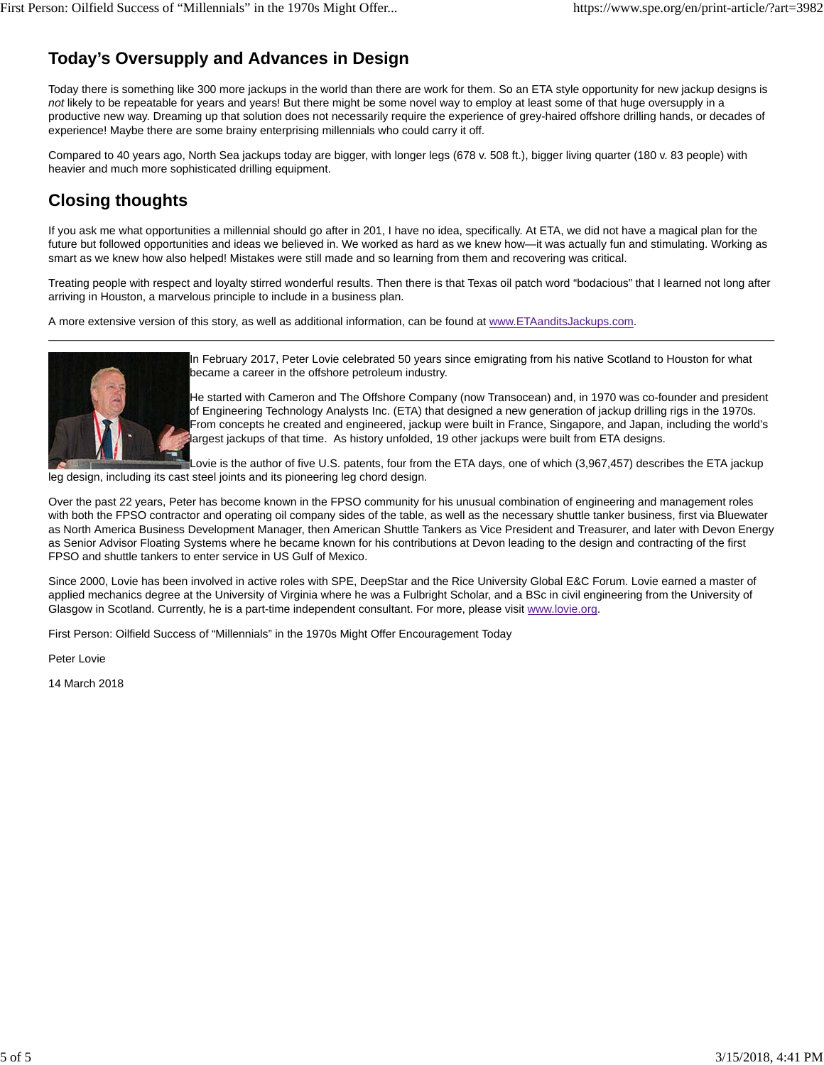## Today's Oversupply and Advances in Design

Today there is something like 300 more jackups in the world than there are work for them. So an ETA style opportunity for new jackup designs is *not* likely to be repeatable for years and years! But there might be some novel way to employ at least some of that huge oversupply in a productive new way. Dreaming up that solution does not necessarily require the experience of grey-haired offshore drilling hands, or decades of experience! Maybe there are some brainy enterprising millennials who could carry it off.

Compared to 40 years ago, North Sea jackups today are bigger, with longer legs (678 v. 508 ft.), bigger living quarter (180 v. 83 people) with heavier and much more sophisticated drilling equipment.

## Closing thoughts

If you ask me what opportunities a millennial should go after in 201, I have no idea, specifically. At ETA, we did not have a magical plan for the future but followed opportunities and ideas we believed in. We worked as hard as we knew how—it was actually fun and stimulating. Working as smart as we knew how also helped! Mistakes were still made and so learning from them and recovering was critical.

Treating people with respect and loyalty stirred wonderful results. Then there is that Texas oil patch word "bodacious" that I learned not long after arriving in Houston, a marvelous principle to include in a business plan.

A more extensive version of this story, as well as additional information, can be found at www.ETAanditsJackups.com.

---

In February 2017, Peter Lovie celebrated 50 years since emigrating from his native Scotland to Houston for what became a career in the offshore petroleum industry.

He started with Cameron and The Offshore Company (now Transocean) and, in 1970 was co-founder and president of Engineering Technology Analysts Inc. (ETA) that designed a new generation of jackup drilling rigs in the 1970s. From concepts he created and engineered, jackup were built in France, Singapore, and Japan, including the world's largest jackups of that time. As history unfolded, 19 other jackups were built from ETA designs.

Lovie is the author of five U.S. patents, four from the ETA days, one of which (3,967,457) describes the ETA jackup leg design, including its cast steel joints and its pioneering leg chord design.

Over the past 22 years, Peter has become known in the FPSO community for his unusual combination of engineering and management roles with both the FPSO contractor and operating oil company sides of the table, as well as the necessary shuttle tanker business, first via Bluewater as North America Business Development Manager, then American Shuttle Tankers as Vice President and Treasurer, and later with Devon Energy as Senior Advisor Floating Systems where he became known for his contributions at Devon leading to the design and contracting of the first FPSO and shuttle tankers to enter service in US Gulf of Mexico.

Since 2000, Lovie has been involved in active roles with SPE, DeepStar and the Rice University Global E&C Forum. Lovie earned a master of applied mechanics degree at the University of Virginia where he was a Fulbright Scholar, and a BSc in civil engineering from the University of Glasgow in Scotland. Currently, he is a part-time independent consultant. For more, please visit www.lovie.org.

First Person: Oilfield Success of "Millennials" in the 1970s Might Offer Encouragement Today

Peter Lovie

14 March 2018